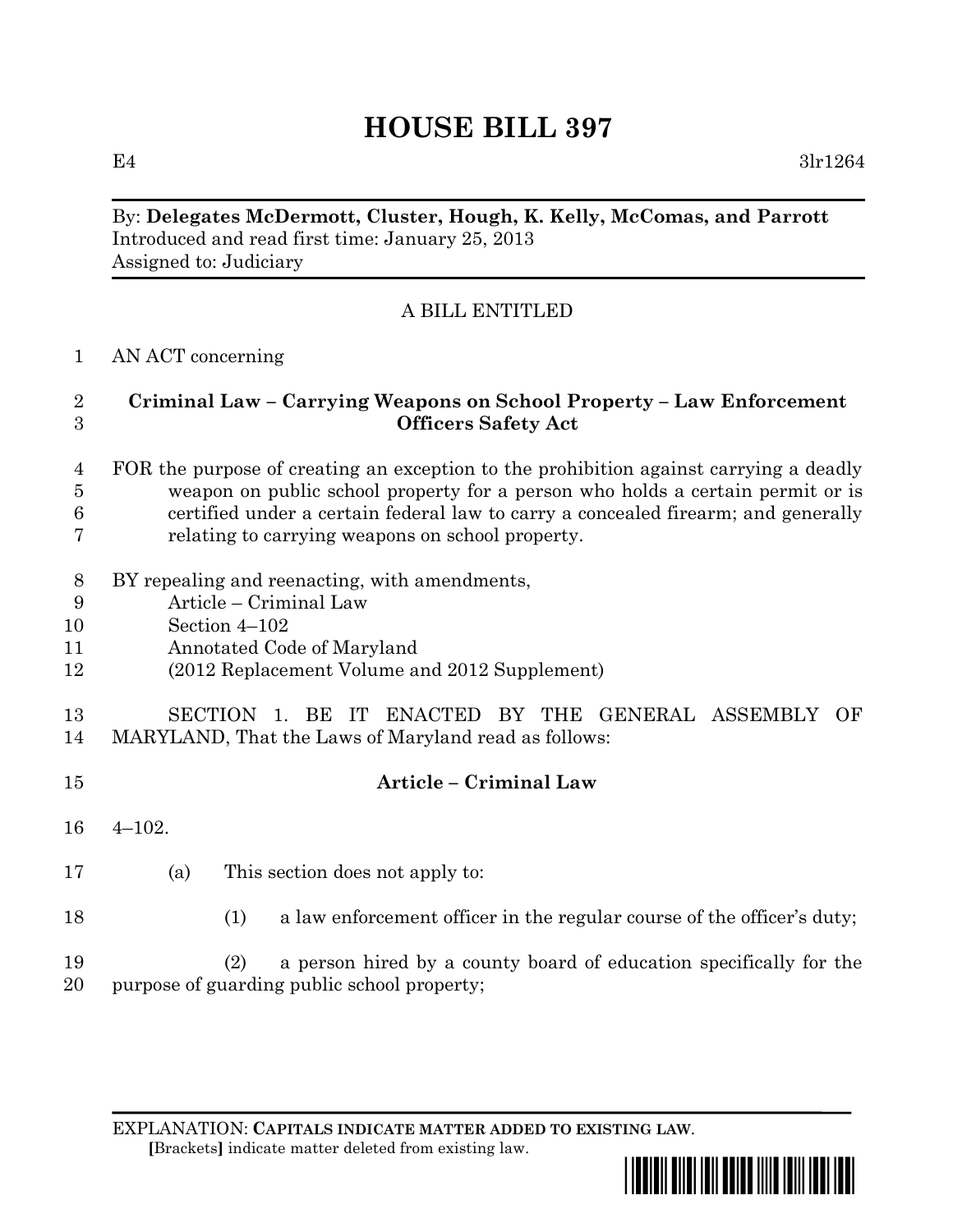# HOUSE BILL 397

E4 3lr1264

By: **Delegates McDermott, Cluster, Hough, K. Kelly, McComas, and Parrott**
Introduced and read first time: January 25, 2013
Assigned to: Judiciary

A BILL ENTITLED

AN ACT concerning

**Criminal Law – Carrying Weapons on School Property – Law Enforcement Officers Safety Act**

FOR the purpose of creating an exception to the prohibition against carrying a deadly weapon on public school property for a person who holds a certain permit or is certified under a certain federal law to carry a concealed firearm; and generally relating to carrying weapons on school property.

BY repealing and reenacting, with amendments,
Article – Criminal Law
Section 4–102
Annotated Code of Maryland
(2012 Replacement Volume and 2012 Supplement)

SECTION 1. BE IT ENACTED BY THE GENERAL ASSEMBLY OF MARYLAND, That the Laws of Maryland read as follows:

**Article – Criminal Law**

4–102.

(a) This section does not apply to:

(1) a law enforcement officer in the regular course of the officer's duty;

(2) a person hired by a county board of education specifically for the purpose of guarding public school property;

EXPLANATION: **CAPITALS INDICATE MATTER ADDED TO EXISTING LAW.**
**[**Brackets**]** indicate matter deleted from existing law.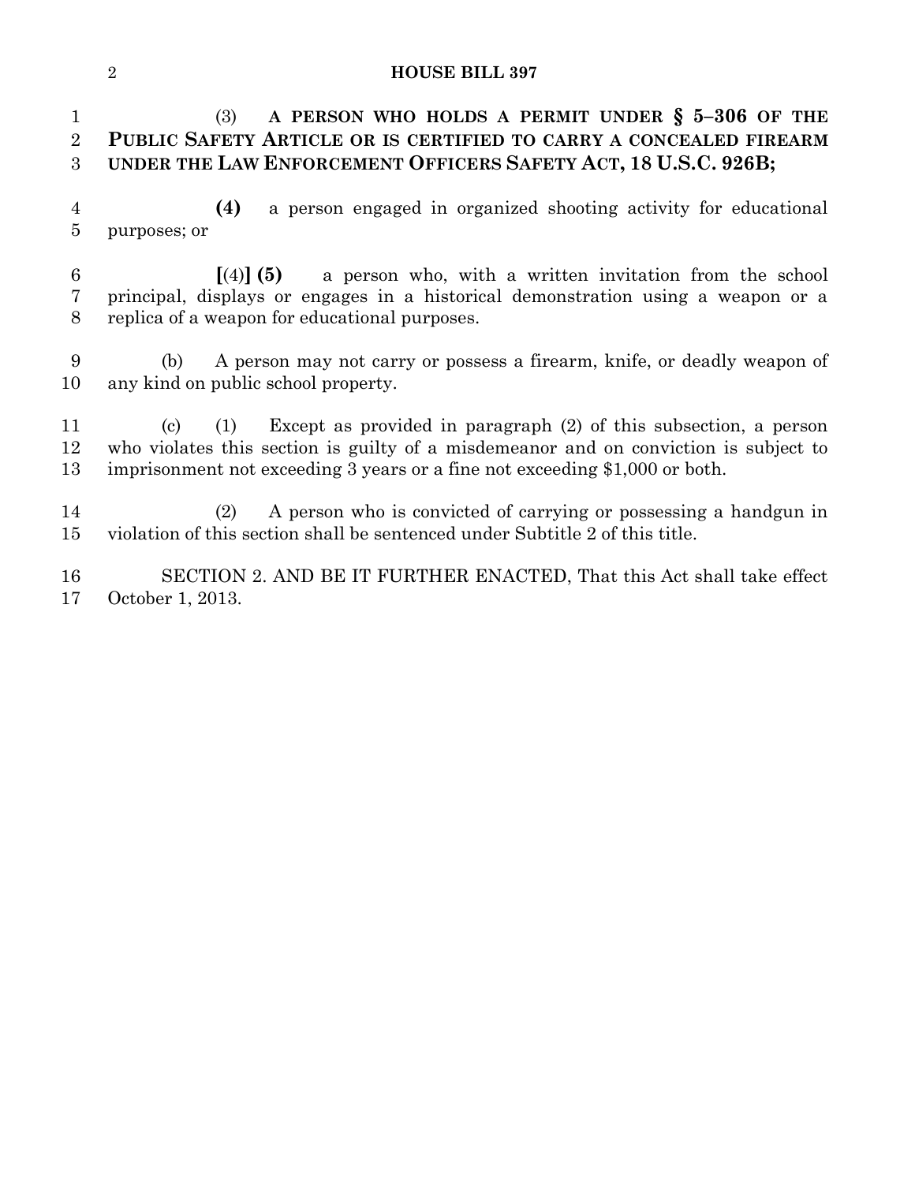(3) **A PERSON WHO HOLDS A PERMIT UNDER § 5–306 OF THE PUBLIC SAFETY ARTICLE OR IS CERTIFIED TO CARRY A CONCEALED FIREARM UNDER THE LAW ENFORCEMENT OFFICERS SAFETY ACT, 18 U.S.C. 926B;**

**(4)** a person engaged in organized shooting activity for educational purposes; or

**[**(4)**] (5)** a person who, with a written invitation from the school principal, displays or engages in a historical demonstration using a weapon or a replica of a weapon for educational purposes.

(b) A person may not carry or possess a firearm, knife, or deadly weapon of any kind on public school property.

(c) (1) Except as provided in paragraph (2) of this subsection, a person who violates this section is guilty of a misdemeanor and on conviction is subject to imprisonment not exceeding 3 years or a fine not exceeding $1,000 or both.

(2) A person who is convicted of carrying or possessing a handgun in violation of this section shall be sentenced under Subtitle 2 of this title.

SECTION 2. AND BE IT FURTHER ENACTED, That this Act shall take effect October 1, 2013.